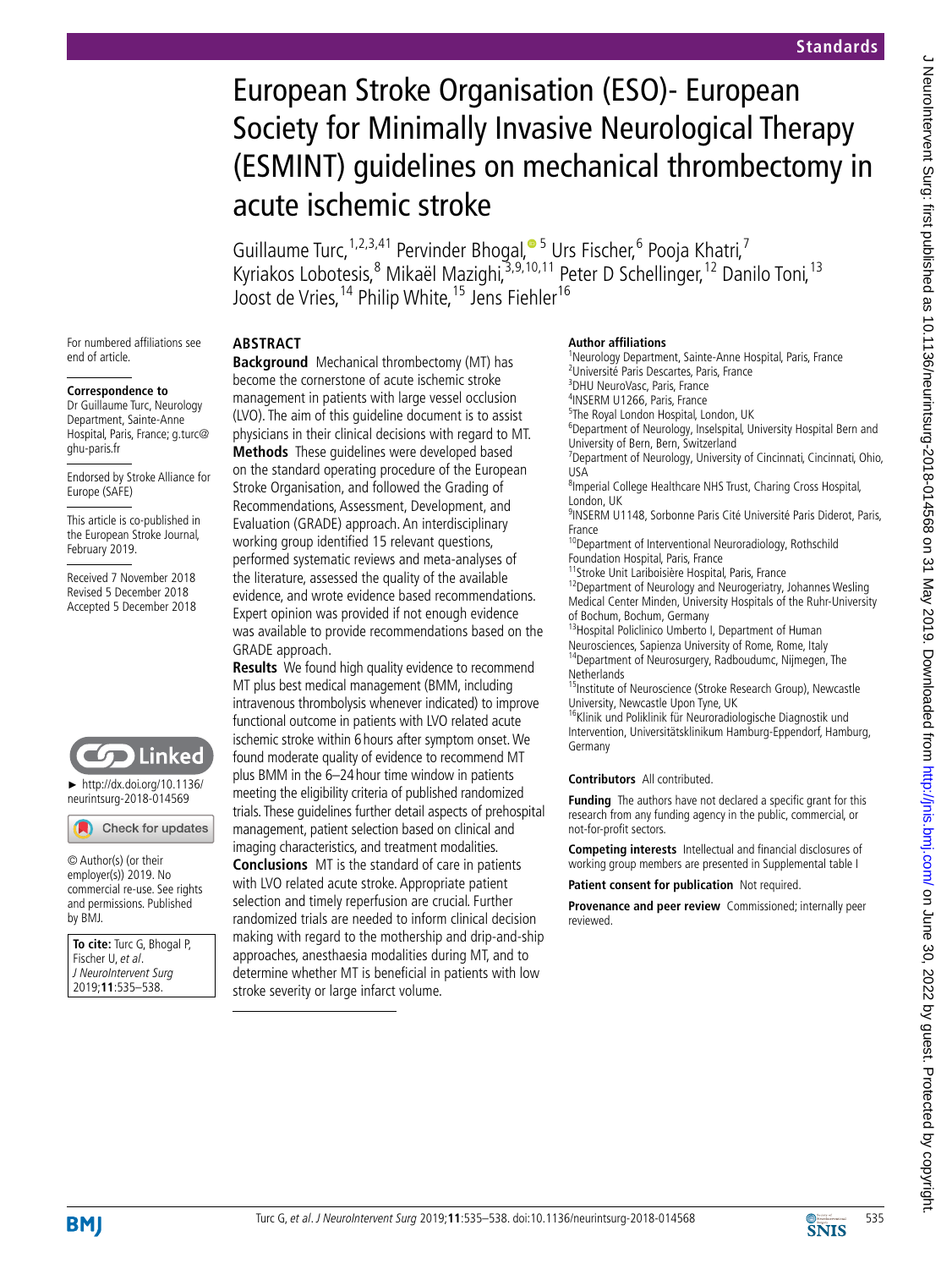# European Stroke Organisation (ESO)- European Society for Minimally Invasive Neurological Therapy (ESMINT) guidelines on mechanical thrombectomy in acute ischemic stroke

Guillaume Turc,[1,2,3,41] Pervinder Bhogal,[5] Urs Fischer,[6] Pooja Khatri,[7] Kyriakos Lobotesis,[8] Mikaël Mazighi,[3,9,10,11] Peter D Schellinger,[12] Danilo Toni,[13] Joost de Vries,[14] Philip White,[15] Jens Fiehler[16]

For numbered affiliations see end of article.

**Correspondence to**
Dr Guillaume Turc, Neurology Department, Sainte-Anne Hospital, Paris, France; g.turc@ghu-paris.fr

Endorsed by Stroke Alliance for Europe (SAFE)

This article is co-published in the European Stroke Journal, February 2019.

Received 7 November 2018
Revised 5 December 2018
Accepted 5 December 2018

► http://dx.doi.org/10.1136/neurintsurg-2018-014569

© Author(s) (or their employer(s)) 2019. No commercial re-use. See rights and permissions. Published by BMJ.

**To cite:** Turc G, Bhogal P, Fischer U, *et al*. *J NeuroIntervent Surg* 2019;**11**:535–538.

## ABSTRACT

**Background** Mechanical thrombectomy (MT) has become the cornerstone of acute ischemic stroke management in patients with large vessel occlusion (LVO). The aim of this guideline document is to assist physicians in their clinical decisions with regard to MT.

**Methods** These guidelines were developed based on the standard operating procedure of the European Stroke Organisation, and followed the Grading of Recommendations, Assessment, Development, and Evaluation (GRADE) approach. An interdisciplinary working group identified 15 relevant questions, performed systematic reviews and meta-analyses of the literature, assessed the quality of the available evidence, and wrote evidence based recommendations. Expert opinion was provided if not enough evidence was available to provide recommendations based on the GRADE approach.

**Results** We found high quality evidence to recommend MT plus best medical management (BMM, including intravenous thrombolysis whenever indicated) to improve functional outcome in patients with LVO related acute ischemic stroke within 6 hours after symptom onset. We found moderate quality of evidence to recommend MT plus BMM in the 6–24 hour time window in patients meeting the eligibility criteria of published randomized trials. These guidelines further detail aspects of prehospital management, patient selection based on clinical and imaging characteristics, and treatment modalities.

**Conclusions** MT is the standard of care in patients with LVO related acute stroke. Appropriate patient selection and timely reperfusion are crucial. Further randomized trials are needed to inform clinical decision making with regard to the mothership and drip-and-ship approaches, anesthaesia modalities during MT, and to determine whether MT is beneficial in patients with low stroke severity or large infarct volume.

**Author affiliations**
[1]Neurology Department, Sainte-Anne Hospital, Paris, France
[2]Université Paris Descartes, Paris, France
[3]DHU NeuroVasc, Paris, France
[4]INSERM U1266, Paris, France
[5]The Royal London Hospital, London, UK
[6]Department of Neurology, Inselspital, University Hospital Bern and University of Bern, Bern, Switzerland
[7]Department of Neurology, University of Cincinnati, Cincinnati, Ohio, USA
[8]Imperial College Healthcare NHS Trust, Charing Cross Hospital, London, UK
[9]INSERM U1148, Sorbonne Paris Cité Université Paris Diderot, Paris, France
[10]Department of Interventional Neuroradiology, Rothschild Foundation Hospital, Paris, France
[11]Stroke Unit Lariboisière Hospital, Paris, France
[12]Department of Neurology and Neurogeriatry, Johannes Wesling Medical Center Minden, University Hospitals of the Ruhr-University of Bochum, Bochum, Germany
[13]Hospital Policlinico Umberto I, Department of Human Neurosciences, Sapienza University of Rome, Rome, Italy
[14]Department of Neurosurgery, Radboudumc, Nijmegen, The Netherlands
[15]Institute of Neuroscience (Stroke Research Group), Newcastle University, Newcastle Upon Tyne, UK
[16]Klinik und Poliklinik für Neuroradiologische Diagnostik und Intervention, Universitätsklinikum Hamburg-Eppendorf, Hamburg, Germany

**Contributors** All contributed.

**Funding** The authors have not declared a specific grant for this research from any funding agency in the public, commercial, or not-for-profit sectors.

**Competing interests** Intellectual and financial disclosures of working group members are presented in Supplemental table I

**Patient consent for publication** Not required.

**Provenance and peer review** Commissioned; internally peer reviewed.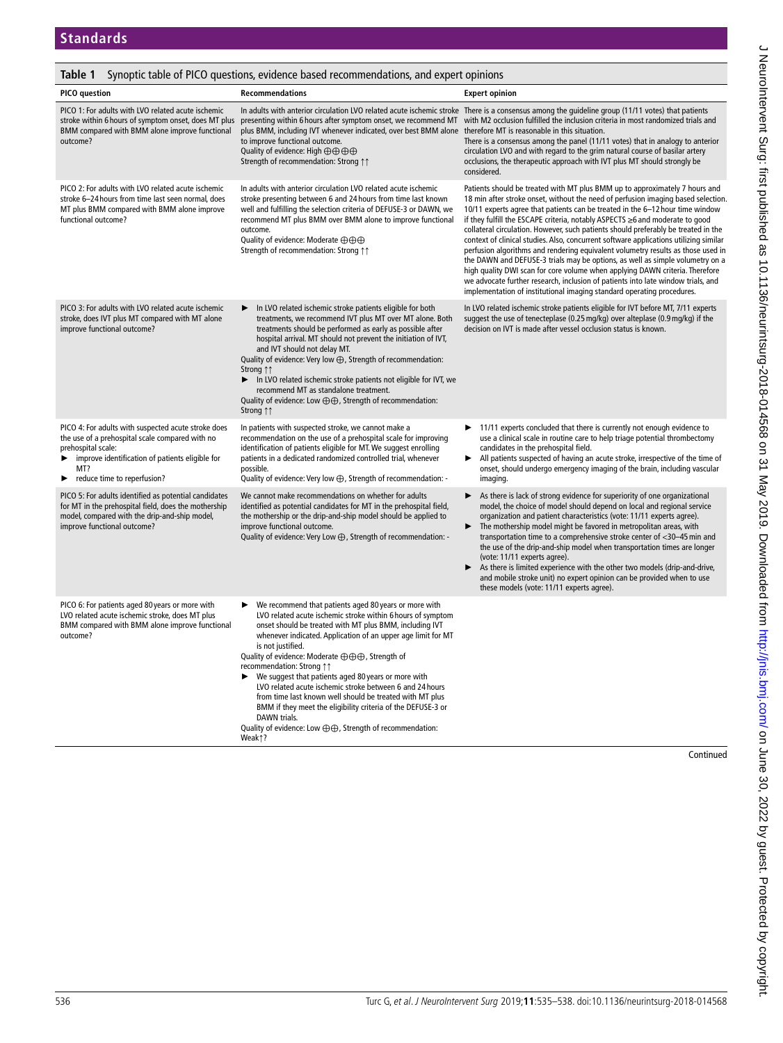**Table 1** Synoptic table of PICO questions, evidence based recommendations, and expert opinions

| PICO question | Recommendations | Expert opinion |
|---|---|---|
| PICO 1: For adults with LVO related acute ischemic stroke within 6 hours of symptom onset, does MT plus BMM compared with BMM alone improve functional outcome? | In adults with anterior circulation LVO related acute ischemic stroke presenting within 6 hours after symptom onset, we recommend MT plus BMM, including IVT whenever indicated, over best BMM alone to improve functional outcome.<br>Quality of evidence: High ⊕⊕⊕⊕<br>Strength of recommendation: Strong ↑↑ | There is a consensus among the guideline group (11/11 votes) that patients with M2 occlusion fulfilled the inclusion criteria in most randomized trials and therefore MT is reasonable in this situation.<br>There is a consensus among the panel (11/11 votes) that in analogy to anterior circulation LVO and with regard to the grim natural course of basilar artery occlusions, the therapeutic approach with IVT plus MT should strongly be considered. |
| PICO 2: For adults with LVO related acute ischemic stroke 6–24 hours from time last seen normal, does MT plus BMM compared with BMM alone improve functional outcome? | In adults with anterior circulation LVO related acute ischemic stroke presenting between 6 and 24 hours from time last known well and fulfilling the selection criteria of DEFUSE-3 or DAWN, we recommend MT plus BMM over BMM alone to improve functional outcome.<br>Quality of evidence: Moderate ⊕⊕⊕<br>Strength of recommendation: Strong ↑↑ | Patients should be treated with MT plus BMM up to approximately 7 hours and 18 min after stroke onset, without the need of perfusion imaging based selection. 10/11 experts agree that patients can be treated in the 6–12 hour time window if they fulfill the ESCAPE criteria, notably ASPECTS ≥6 and moderate to good collateral circulation. However, such patients should preferably be treated in the context of clinical studies. Also, concurrent software applications utilizing similar perfusion algorithms and rendering equivalent volumetry results as those used in the DAWN and DEFUSE-3 trials may be options, as well as simple volumetry on a high quality DWI scan for core volume when applying DAWN criteria. Therefore we advocate further research, inclusion of patients into late window trials, and implementation of institutional imaging standard operating procedures. |
| PICO 3: For adults with LVO related acute ischemic stroke, does IVT plus MT compared with MT alone improve functional outcome? | ► In LVO related ischemic stroke patients eligible for both treatments, we recommend IVT plus MT over MT alone. Both treatments should be performed as early as possible after hospital arrival. MT should not prevent the initiation of IVT, and IVT should not delay MT.<br>Quality of evidence: Very low ⊕, Strength of recommendation: Strong ↑↑<br>► In LVO related ischemic stroke patients not eligible for IVT, we recommend MT as standalone treatment.<br>Quality of evidence: Low ⊕⊕, Strength of recommendation: Strong ↑↑ | In LVO related ischemic stroke patients eligible for IVT before MT, 7/11 experts suggest the use of tenecteplase (0.25 mg/kg) over alteplase (0.9 mg/kg) if the decision on IVT is made after vessel occlusion status is known. |
| PICO 4: For adults with suspected acute stroke does the use of a prehospital scale compared with no prehospital scale:<br>► improve identification of patients eligible for MT?<br>► reduce time to reperfusion? | In patients with suspected stroke, we cannot make a recommendation on the use of a prehospital scale for improving identification of patients eligible for MT. We suggest enrolling patients in a dedicated randomized controlled trial, whenever possible.<br>Quality of evidence: Very low ⊕, Strength of recommendation: - | ► 11/11 experts concluded that there is currently not enough evidence to use a clinical scale in routine care to help triage potential thrombectomy candidates in the prehospital field.<br>► All patients suspected of having an acute stroke, irrespective of the time of onset, should undergo emergency imaging of the brain, including vascular imaging. |
| PICO 5: For adults identified as potential candidates for MT in the prehospital field, does the mothership model, compared with the drip-and-ship model, improve functional outcome? | We cannot make recommendations on whether for adults identified as potential candidates for MT in the prehospital field, the mothership or the drip-and-ship model should be applied to improve functional outcome.<br>Quality of evidence: Very Low ⊕, Strength of recommendation: - | ► As there is lack of strong evidence for superiority of one organizational model, the choice of model should depend on local and regional service organization and patient characteristics (vote: 11/11 experts agree).<br>► The mothership model might be favored in metropolitan areas, with transportation time to a comprehensive stroke center of <30–45 min and the use of the drip-and-ship model when transportation times are longer (vote: 11/11 experts agree).<br>► As there is limited experience with the other two models (drip-and-drive, and mobile stroke unit) no expert opinion can be provided when to use these models (vote: 11/11 experts agree). |
| PICO 6: For patients aged 80 years or more with LVO related acute ischemic stroke, does MT plus BMM compared with BMM alone improve functional outcome? | ► We recommend that patients aged 80 years or more with LVO related acute ischemic stroke within 6 hours of symptom onset should be treated with MT plus BMM, including IVT whenever indicated. Application of an upper age limit for MT is not justified.<br>Quality of evidence: Moderate ⊕⊕⊕, Strength of recommendation: Strong ↑↑<br>► We suggest that patients aged 80 years or more with LVO related acute ischemic stroke between 6 and 24 hours from time last known well should be treated with MT plus BMM if they meet the eligibility criteria of the DEFUSE-3 or DAWN trials.<br>Quality of evidence: Low ⊕⊕, Strength of recommendation: Weak↑? | |

Continued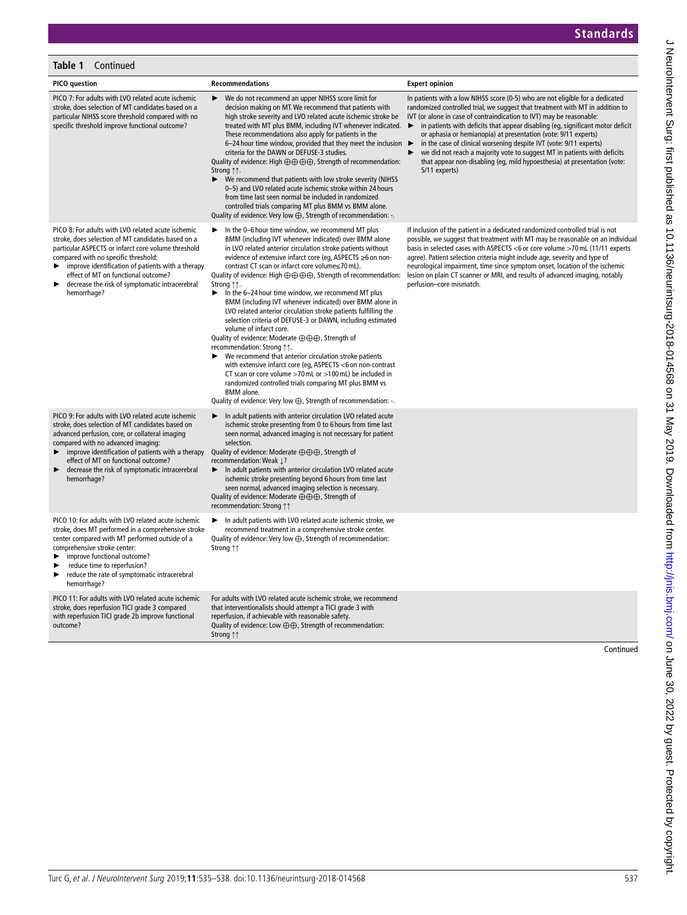**Table 1** Continued

| PICO question | Recommendations | Expert opinion |
|---|---|---|
| PICO 7: For adults with LVO related acute ischemic stroke, does selection of MT candidates based on a particular NIHSS score threshold compared with no specific threshold improve functional outcome? | ► We do not recommend an upper NIHSS score limit for decision making on MT. We recommend that patients with high stroke severity and LVO related acute ischemic stroke be treated with MT plus BMM, including IVT whenever indicated. These recommendations also apply for patients in the 6–24 hour time window, provided that they meet the inclusion criteria for the DAWN or DEFUSE-3 studies. Quality of evidence: High ⊕⊕⊕⊕, Strength of recommendation: Strong ↑↑. ► We recommend that patients with low stroke severity (NIHSS 0–5) and LVO related acute ischemic stroke within 24 hours from time last seen normal be included in randomized controlled trials comparing MT plus BMM vs BMM alone. Quality of evidence: Very low ⊕, Strength of recommendation: -. | In patients with a low NIHSS score (0-5) who are not eligible for a dedicated randomized controlled trial, we suggest that treatment with MT in addition to IVT (or alone in case of contraindication to IVT) may be reasonable: ► in patients with deficits that appear disabling (eg, significant motor deficit or aphasia or hemianopia) at presentation (vote: 9/11 experts) ► in the case of clinical worsening despite IVT (vote: 9/11 experts) ► we did not reach a majority vote to suggest MT in patients with deficits that appear non-disabling (eg, mild hypoesthesia) at presentation (vote: 5/11 experts) |
| PICO 8: For adults with LVO related acute ischemic stroke, does selection of MT candidates based on a particular ASPECTS or infarct core volume threshold compared with no specific threshold: ► improve identification of patients with a therapy effect of MT on functional outcome? ► decrease the risk of symptomatic intracerebral hemorrhage? | ► In the 0–6 hour time window, we recommend MT plus BMM (including IVT whenever indicated) over BMM alone in LVO related anterior circulation stroke patients without evidence of extensive infarct core (eg, ASPECTS ≥6 on non-contrast CT scan or infarct core volume≤70 mL). Quality of evidence: High ⊕⊕⊕⊕, Strength of recommendation: Strong ↑↑. ► In the 6–24 hour time window, we recommend MT plus BMM (including IVT whenever indicated) over BMM alone in LVO related anterior circulation stroke patients fulfilling the selection criteria of DEFUSE-3 or DAWN, including estimated volume of infarct core. Quality of evidence: Moderate ⊕⊕⊕, Strength of recommendation: Strong ↑↑. ► We recommend that anterior circulation stroke patients with extensive infarct core (eg, ASPECTS <6 on non-contrast CT scan or core volume >70 mL or >100 mL) be included in randomized controlled trials comparing MT plus BMM vs BMM alone. Quality of evidence: Very low ⊕, Strength of recommendation: -. | If inclusion of the patient in a dedicated randomized controlled trial is not possible, we suggest that treatment with MT may be reasonable on an individual basis in selected cases with ASPECTS <6 or core volume >70 mL (11/11 experts agree). Patient selection criteria might include age, severity and type of neurological impairment, time since symptom onset, location of the ischemic lesion on plain CT scanner or MRI, and results of advanced imaging, notably perfusion–core mismatch. |
| PICO 9: For adults with LVO related acute ischemic stroke, does selection of MT candidates based on advanced perfusion, core, or collateral imaging compared with no advanced imaging: ► improve identification of patients with a therapy effect of MT on functional outcome? ► decrease the risk of symptomatic intracerebral hemorrhage? | ► In adult patients with anterior circulation LVO related acute ischemic stroke presenting from 0 to 6 hours from time last seen normal, advanced imaging is not necessary for patient selection. Quality of evidence: Moderate ⊕⊕⊕, Strength of recommendation: Weak ↓? ► In adult patients with anterior circulation LVO related acute ischemic stroke presenting beyond 6 hours from time last seen normal, advanced imaging selection is necessary. Quality of evidence: Moderate ⊕⊕⊕, Strength of recommendation: Strong ↑↑ | |
| PICO 10: For adults with LVO related acute ischemic stroke, does MT performed in a comprehensive stroke center compared with MT performed outside of a comprehensive stroke center: ► improve functional outcome? ► reduce time to reperfusion? ► reduce the rate of symptomatic intracerebral hemorrhage? | ► In adult patients with LVO related acute ischemic stroke, we recommend treatment in a comprehensive stroke center. Quality of evidence: Very low ⊕, Strength of recommendation: Strong ↑↑ | |
| PICO 11: For adults with LVO related acute ischemic stroke, does reperfusion TICI grade 3 compared with reperfusion TICI grade 2b improve functional outcome? | For adults with LVO related acute ischemic stroke, we recommend that interventionalists should attempt a TICI grade 3 with reperfusion, if achievable with reasonable safety. Quality of evidence: Low ⊕⊕, Strength of recommendation: Strong ↑↑ | |

Continued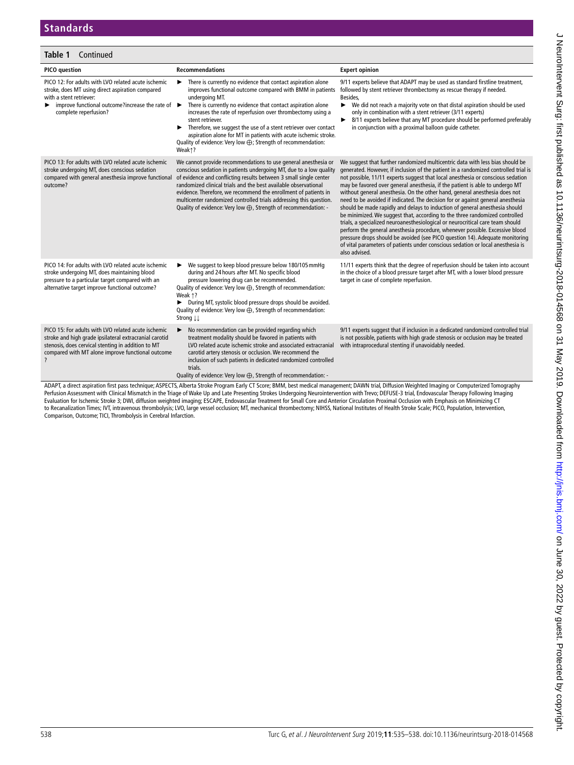**Table 1** Continued

| PICO question | Recommendations | Expert opinion |
|---|---|---|
| PICO 12: For adults with LVO related acute ischemic stroke, does MT using direct aspiration compared with a stent retriever:<br>► improve functional outcome?increase the rate of complete reperfusion? | ► There is currently no evidence that contact aspiration alone improves functional outcome compared with BMM in patients undergoing MT.<br>► There is currently no evidence that contact aspiration alone increases the rate of reperfusion over thrombectomy using a stent retriever.<br>► Therefore, we suggest the use of a stent retriever over contact aspiration alone for MT in patients with acute ischemic stroke.<br>Quality of evidence: Very low ⊕; Strength of recommendation: Weak↑? | 9/11 experts believe that ADAPT may be used as standard firstline treatment, followed by stent retriever thrombectomy as rescue therapy if needed.<br>Besides,<br>► We did not reach a majority vote on that distal aspiration should be used only in combination with a stent retriever (3/11 experts)<br>► 8/11 experts believe that any MT procedure should be performed preferably in conjunction with a proximal balloon guide catheter. |
| PICO 13: For adults with LVO related acute ischemic stroke undergoing MT, does conscious sedation compared with general anesthesia improve functional outcome? | We cannot provide recommendations to use general anesthesia or conscious sedation in patients undergoing MT, due to a low quality of evidence and conflicting results between 3 small single center randomized clinical trials and the best available observational evidence. Therefore, we recommend the enrollment of patients in multicenter randomized controlled trials addressing this question.<br>Quality of evidence: Very low ⊕, Strength of recommendation: - | We suggest that further randomized multicentric data with less bias should be generated. However, if inclusion of the patient in a randomized controlled trial is not possible, 11/11 experts suggest that local anesthesia or conscious sedation may be favored over general anesthesia, if the patient is able to undergo MT without general anesthesia. On the other hand, general anesthesia does not need to be avoided if indicated. The decision for or against general anesthesia should be made rapidly and delays to induction of general anesthesia should be minimized. We suggest that, according to the three randomized controlled trials, a specialized neuroanesthesiological or neurocritical care team should perform the general anesthesia procedure, whenever possible. Excessive blood pressure drops should be avoided (see PICO question 14). Adequate monitoring of vital parameters of patients under conscious sedation or local anesthesia is also advised. |
| PICO 14: For adults with LVO related acute ischemic stroke undergoing MT, does maintaining blood pressure to a particular target compared with an alternative target improve functional outcome? | ► We suggest to keep blood pressure below 180/105 mmHg during and 24 hours after MT. No specific blood pressure lowering drug can be recommended.<br>Quality of evidence: Very low ⊕, Strength of recommendation: Weak ↑?<br>► During MT, systolic blood pressure drops should be avoided.<br>Quality of evidence: Very low ⊕, Strength of recommendation: Strong ↓↓ | 11/11 experts think that the degree of reperfusion should be taken into account in the choice of a blood pressure target after MT, with a lower blood pressure target in case of complete reperfusion. |
| PICO 15: For adults with LVO related acute ischemic stroke and high grade ipsilateral extracranial carotid stenosis, does cervical stenting in addition to MT compared with MT alone improve functional outcome ? | ► No recommendation can be provided regarding which treatment modality should be favored in patients with LVO related acute ischemic stroke and associated extracranial carotid artery stenosis or occlusion. We recommend the inclusion of such patients in dedicated randomized controlled trials.<br>Quality of evidence: Very low ⊕, Strength of recommendation: - | 9/11 experts suggest that if inclusion in a dedicated randomized controlled trial is not possible, patients with high grade stenosis or occlusion may be treated with intraprocedural stenting if unavoidably needed. |

ADAPT, a direct aspiration first pass technique; ASPECTS, Alberta Stroke Program Early CT Score; BMM, best medical management; DAWN trial, Diffusion Weighted Imaging or Computerized Tomography Perfusion Assessment with Clinical Mismatch in the Triage of Wake Up and Late Presenting Strokes Undergoing Neurointervention with Trevo; DEFUSE-3 trial, Endovascular Therapy Following Imaging Evaluation for Ischemic Stroke 3; DWI, diffusion weighted imaging; ESCAPE, Endovascular Treatment for Small Core and Anterior Circulation Proximal Occlusion with Emphasis on Minimizing CT to Recanalization Times; IVT, intravenous thrombolysis; LVO, large vessel occlusion; MT, mechanical thrombectomy; NIHSS, National Institutes of Health Stroke Scale; PICO, Population, Intervention, Comparison, Outcome; TICI, Thrombolysis in Cerebral Infarction.